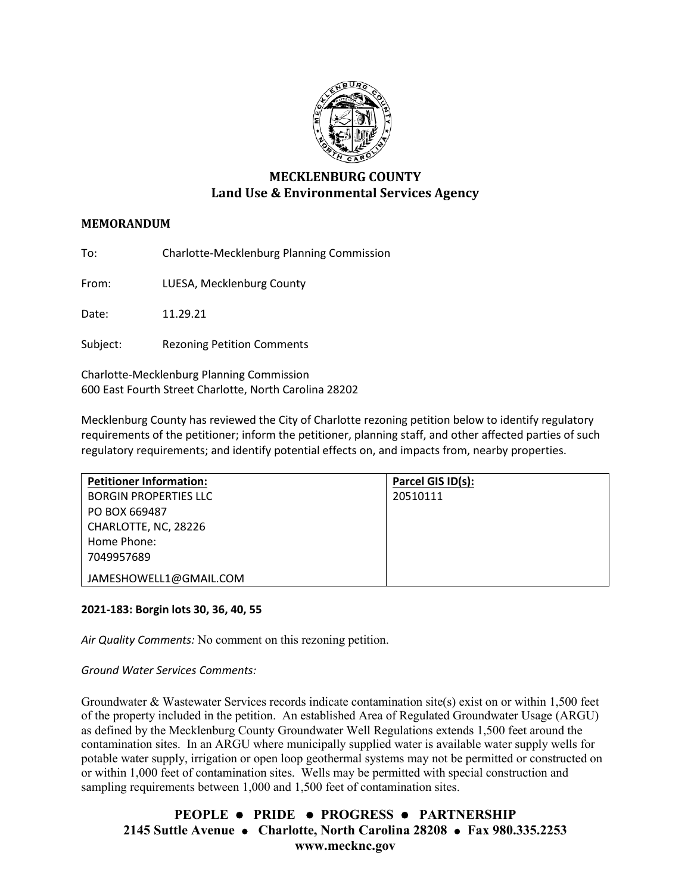# MECKLENBURG COUNTY
## Land Use & Environmental Services Agency

**MEMORANDUM**

To: Charlotte-Mecklenburg Planning Commission

From: LUESA, Mecklenburg County

Date: 11.29.21

Subject: Rezoning Petition Comments

Charlotte-Mecklenburg Planning Commission
600 East Fourth Street Charlotte, North Carolina 28202

Mecklenburg County has reviewed the City of Charlotte rezoning petition below to identify regulatory requirements of the petitioner; inform the petitioner, planning staff, and other affected parties of such regulatory requirements; and identify potential effects on, and impacts from, nearby properties.

| Petitioner Information: | Parcel GIS ID(s): |
|---|---|
| BORGIN PROPERTIES LLC<br>PO BOX 669487<br>CHARLOTTE, NC, 28226<br>Home Phone:<br>7049957689<br>JAMESHOWELL1@GMAIL.COM | 20510111 |

**2021-183: Borgin lots 30, 36, 40, 55**

*Air Quality Comments:* No comment on this rezoning petition.

*Ground Water Services Comments:*

Groundwater & Wastewater Services records indicate contamination site(s) exist on or within 1,500 feet of the property included in the petition. An established Area of Regulated Groundwater Usage (ARGU) as defined by the Mecklenburg County Groundwater Well Regulations extends 1,500 feet around the contamination sites. In an ARGU where municipally supplied water is available water supply wells for potable water supply, irrigation or open loop geothermal systems may not be permitted or constructed on or within 1,000 feet of contamination sites. Wells may be permitted with special construction and sampling requirements between 1,000 and 1,500 feet of contamination sites.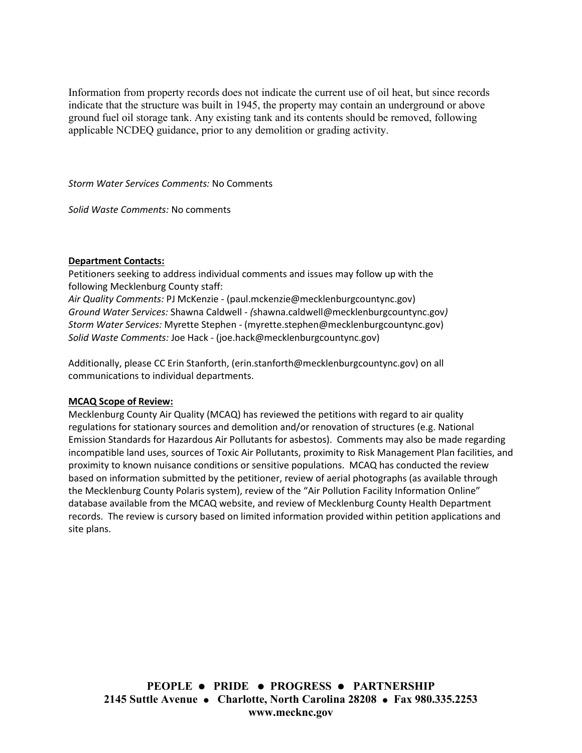Information from property records does not indicate the current use of oil heat, but since records indicate that the structure was built in 1945, the property may contain an underground or above ground fuel oil storage tank. Any existing tank and its contents should be removed, following applicable NCDEQ guidance, prior to any demolition or grading activity.

*Storm Water Services Comments:* No Comments

*Solid Waste Comments:* No comments

**Department Contacts:**

Petitioners seeking to address individual comments and issues may follow up with the following Mecklenburg County staff:
*Air Quality Comments:* PJ McKenzie - (paul.mckenzie@mecklenburgcountync.gov)
*Ground Water Services:* Shawna Caldwell - *(*shawna.caldwell@mecklenburgcountync.gov*)*
*Storm Water Services:* Myrette Stephen - (myrette.stephen@mecklenburgcountync.gov)
*Solid Waste Comments:* Joe Hack - (joe.hack@mecklenburgcountync.gov)

Additionally, please CC Erin Stanforth, (erin.stanforth@mecklenburgcountync.gov) on all communications to individual departments.

**MCAQ Scope of Review:**

Mecklenburg County Air Quality (MCAQ) has reviewed the petitions with regard to air quality regulations for stationary sources and demolition and/or renovation of structures (e.g. National Emission Standards for Hazardous Air Pollutants for asbestos). Comments may also be made regarding incompatible land uses, sources of Toxic Air Pollutants, proximity to Risk Management Plan facilities, and proximity to known nuisance conditions or sensitive populations. MCAQ has conducted the review based on information submitted by the petitioner, review of aerial photographs (as available through the Mecklenburg County Polaris system), review of the "Air Pollution Facility Information Online" database available from the MCAQ website, and review of Mecklenburg County Health Department records. The review is cursory based on limited information provided within petition applications and site plans.

**PEOPLE • PRIDE • PROGRESS • PARTNERSHIP**
**2145 Suttle Avenue • Charlotte, North Carolina 28208 • Fax 980.335.2253**
**www.mecknc.gov**